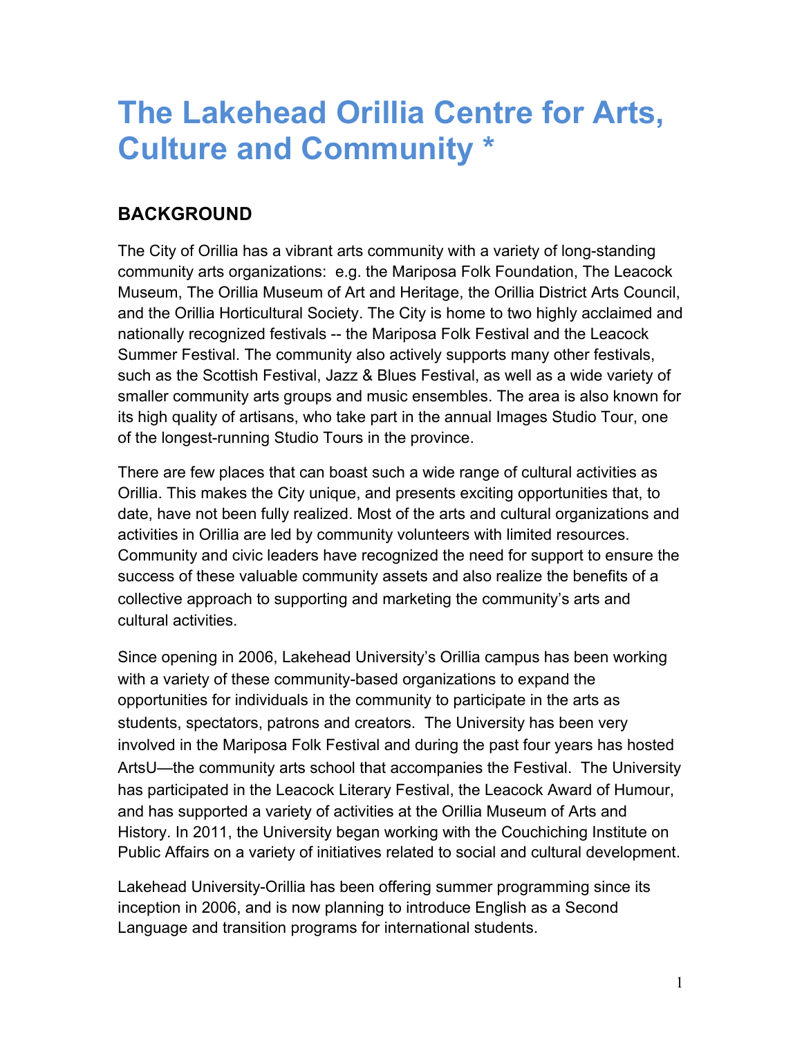# The Lakehead Orillia Centre for Arts, Culture and Community *

## BACKGROUND

The City of Orillia has a vibrant arts community with a variety of long-standing community arts organizations: e.g. the Mariposa Folk Foundation, The Leacock Museum, The Orillia Museum of Art and Heritage, the Orillia District Arts Council, and the Orillia Horticultural Society. The City is home to two highly acclaimed and nationally recognized festivals -- the Mariposa Folk Festival and the Leacock Summer Festival. The community also actively supports many other festivals, such as the Scottish Festival, Jazz & Blues Festival, as well as a wide variety of smaller community arts groups and music ensembles. The area is also known for its high quality of artisans, who take part in the annual Images Studio Tour, one of the longest-running Studio Tours in the province.

There are few places that can boast such a wide range of cultural activities as Orillia. This makes the City unique, and presents exciting opportunities that, to date, have not been fully realized. Most of the arts and cultural organizations and activities in Orillia are led by community volunteers with limited resources. Community and civic leaders have recognized the need for support to ensure the success of these valuable community assets and also realize the benefits of a collective approach to supporting and marketing the community's arts and cultural activities.

Since opening in 2006, Lakehead University's Orillia campus has been working with a variety of these community-based organizations to expand the opportunities for individuals in the community to participate in the arts as students, spectators, patrons and creators. The University has been very involved in the Mariposa Folk Festival and during the past four years has hosted ArtsU—the community arts school that accompanies the Festival. The University has participated in the Leacock Literary Festival, the Leacock Award of Humour, and has supported a variety of activities at the Orillia Museum of Arts and History. In 2011, the University began working with the Couchiching Institute on Public Affairs on a variety of initiatives related to social and cultural development.

Lakehead University-Orillia has been offering summer programming since its inception in 2006, and is now planning to introduce English as a Second Language and transition programs for international students.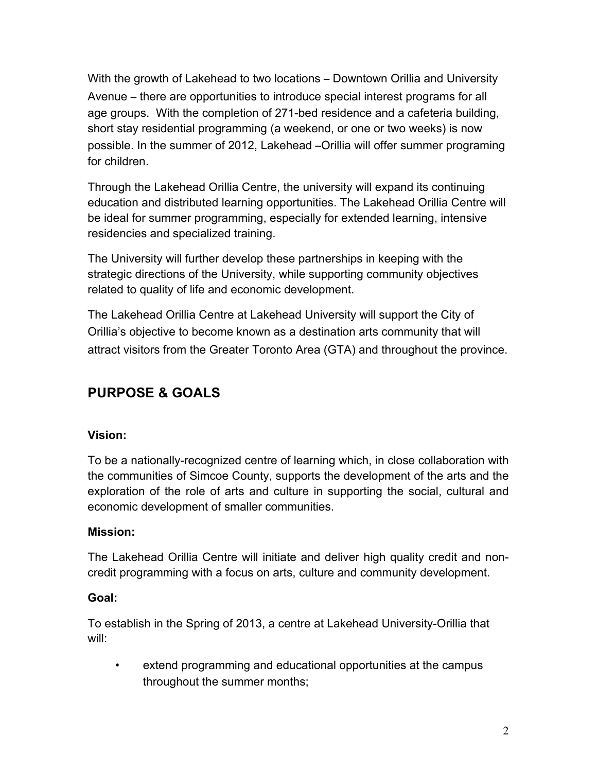With the growth of Lakehead to two locations – Downtown Orillia and University Avenue – there are opportunities to introduce special interest programs for all age groups. With the completion of 271-bed residence and a cafeteria building, short stay residential programming (a weekend, or one or two weeks) is now possible. In the summer of 2012, Lakehead –Orillia will offer summer programing for children.

Through the Lakehead Orillia Centre, the university will expand its continuing education and distributed learning opportunities. The Lakehead Orillia Centre will be ideal for summer programming, especially for extended learning, intensive residencies and specialized training.

The University will further develop these partnerships in keeping with the strategic directions of the University, while supporting community objectives related to quality of life and economic development.

The Lakehead Orillia Centre at Lakehead University will support the City of Orillia's objective to become known as a destination arts community that will attract visitors from the Greater Toronto Area (GTA) and throughout the province.

## PURPOSE & GOALS

**Vision:**

To be a nationally-recognized centre of learning which, in close collaboration with the communities of Simcoe County, supports the development of the arts and the exploration of the role of arts and culture in supporting the social, cultural and economic development of smaller communities.

**Mission:**

The Lakehead Orillia Centre will initiate and deliver high quality credit and non-credit programming with a focus on arts, culture and community development.

**Goal:**

To establish in the Spring of 2013, a centre at Lakehead University-Orillia that will:

- extend programming and educational opportunities at the campus throughout the summer months;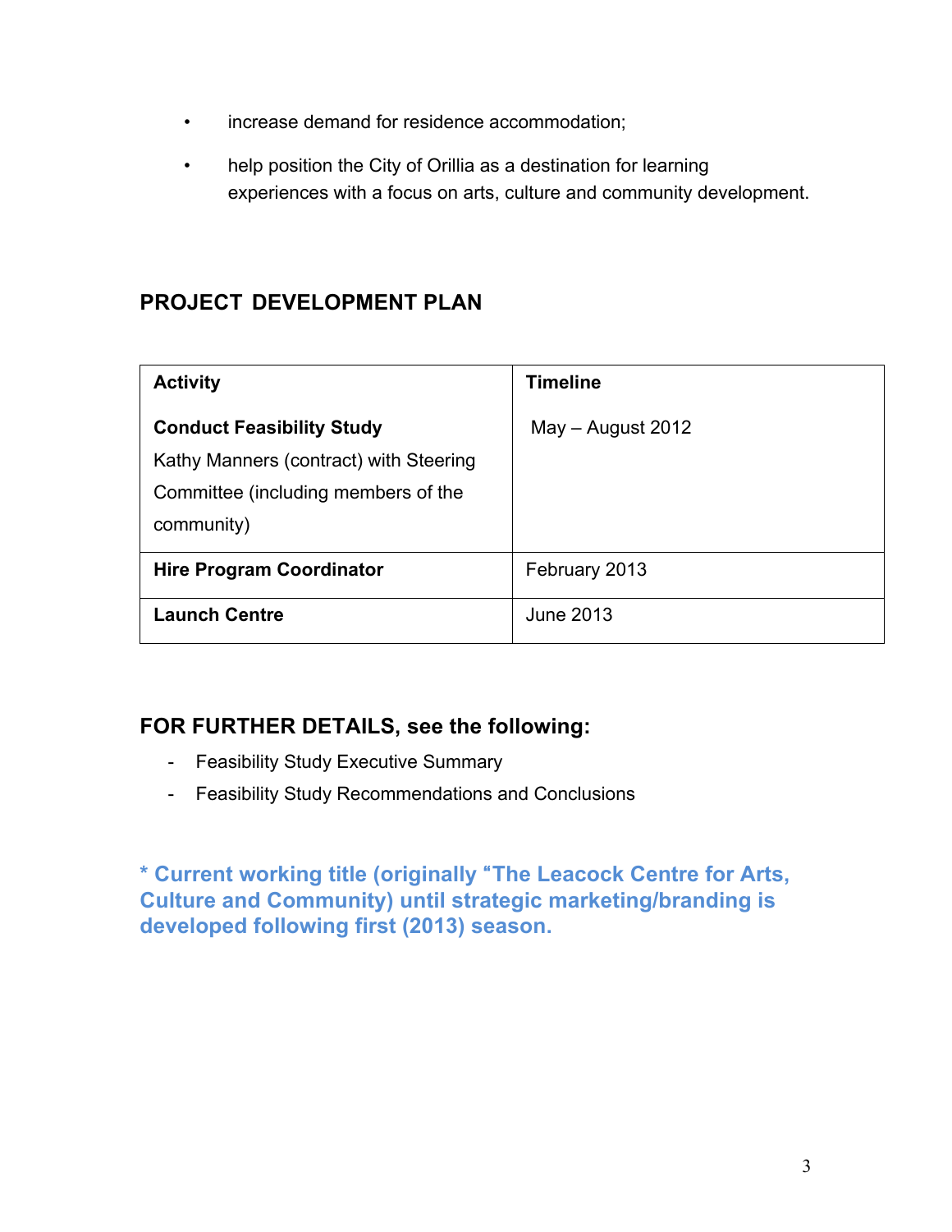- increase demand for residence accommodation;
- help position the City of Orillia as a destination for learning experiences with a focus on arts, culture and community development.

## PROJECT DEVELOPMENT PLAN

| **Activity** | **Timeline** |
|---|---|
| **Conduct Feasibility Study**<br>Kathy Manners (contract) with Steering Committee (including members of the community) | May – August 2012 |
| **Hire Program Coordinator** | February 2013 |
| **Launch Centre** | June 2013 |

## FOR FURTHER DETAILS, see the following:

- Feasibility Study Executive Summary
- Feasibility Study Recommendations and Conclusions

**\* Current working title (originally "The Leacock Centre for Arts, Culture and Community) until strategic marketing/branding is developed following first (2013) season.**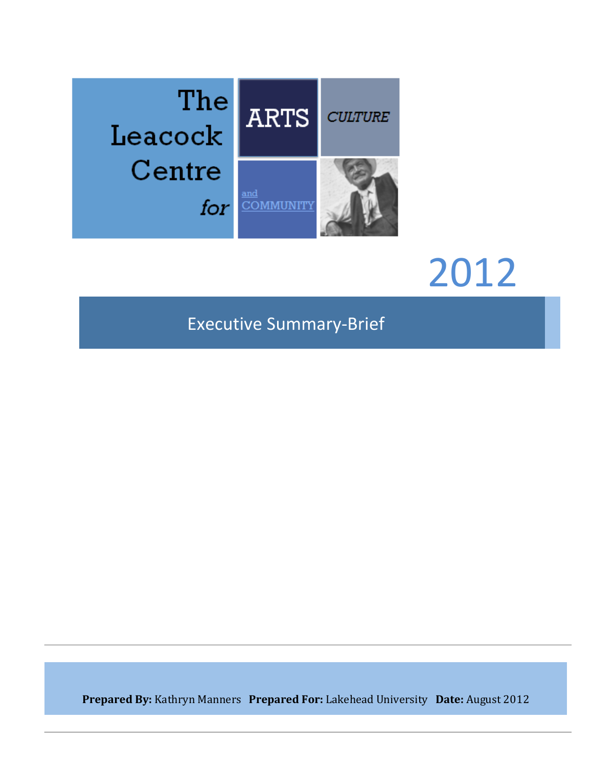# The Leacock Centre for ARTS CULTURE and COMMUNITY

2012

## Executive Summary-Brief

**Prepared By:** Kathryn Manners **Prepared For:** Lakehead University **Date:** August 2012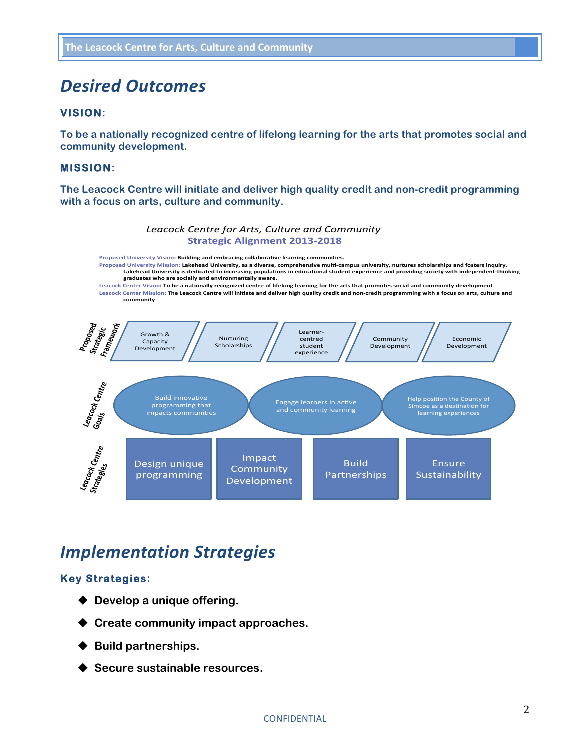# Desired Outcomes

**VISION:**

**To be a nationally recognized centre of lifelong learning for the arts that promotes social and community development.**

**MISSION:**

**The Leacock Centre will initiate and deliver high quality credit and non-credit programming with a focus on arts, culture and community.**

*Leacock Centre for Arts, Culture and Community*

**Strategic Alignment 2013-2018**

Proposed University Vision: **Building and embracing collaborative learning communities.**

Proposed University Mission: **Lakehead University, as a diverse, comprehensive multi-campus university, nurtures scholarships and fosters inquiry. Lakehead University is dedicated to increasing populations in educational student experience and providing society with independent-thinking graduates who are socially and environmentally aware.**

Leacock Center Vision: **To be a nationally recognized centre of lifelong learning for the arts that promotes social and community development**

Leacock Center Mission: **The Leacock Centre will initiate and deliver high quality credit and non-credit programming with a focus on arts, culture and community**

**Proposed Strategic Framework:**

- Growth & Capacity Development
- Nurturing Scholarships
- Learner-centred student experience
- Community Development
- Economic Development

**Leacock Centre Goals:**

- Build innovative programming that impacts communities
- Engage learners in active and community learning
- Help position the County of Simcoe as a destination for learning experiences

**Leacock Centre Strategies:**

- Design unique programming
- Impact Community Development
- Build Partnerships
- Ensure Sustainability

# Implementation Strategies

**Key Strategies:**

- **Develop a unique offering.**
- **Create community impact approaches.**
- **Build partnerships.**
- **Secure sustainable resources.**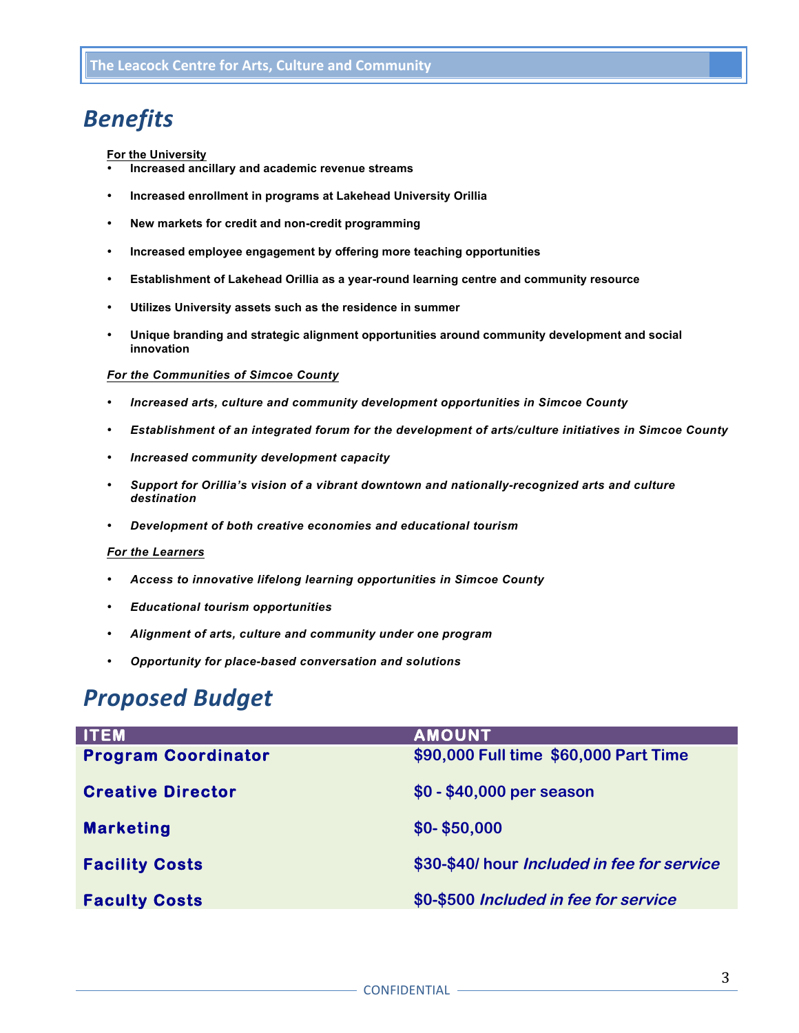# Benefits

**For the University**

- **Increased ancillary and academic revenue streams**
- **Increased enrollment in programs at Lakehead University Orillia**
- **New markets for credit and non-credit programming**
- **Increased employee engagement by offering more teaching opportunities**
- **Establishment of Lakehead Orillia as a year-round learning centre and community resource**
- **Utilizes University assets such as the residence in summer**
- **Unique branding and strategic alignment opportunities around community development and social innovation**

***For the Communities of Simcoe County***

- ***Increased arts, culture and community development opportunities in Simcoe County***
- ***Establishment of an integrated forum for the development of arts/culture initiatives in Simcoe County***
- ***Increased community development capacity***
- ***Support for Orillia's vision of a vibrant downtown and nationally-recognized arts and culture destination***
- ***Development of both creative economies and educational tourism***

***For the Learners***

- ***Access to innovative lifelong learning opportunities in Simcoe County***
- ***Educational tourism opportunities***
- ***Alignment of arts, culture and community under one program***
- ***Opportunity for place-based conversation and solutions***

# Proposed Budget

| ITEM | AMOUNT |
|---|---|
| **Program Coordinator** | $90,000 Full time $60,000 Part Time |
| **Creative Director** | $0 - $40,000 per season |
| **Marketing** | $0- $50,000 |
| **Facility Costs** | $30-$40/ hour *Included in fee for service* |
| **Faculty Costs** | $0-$500 *Included in fee for service* |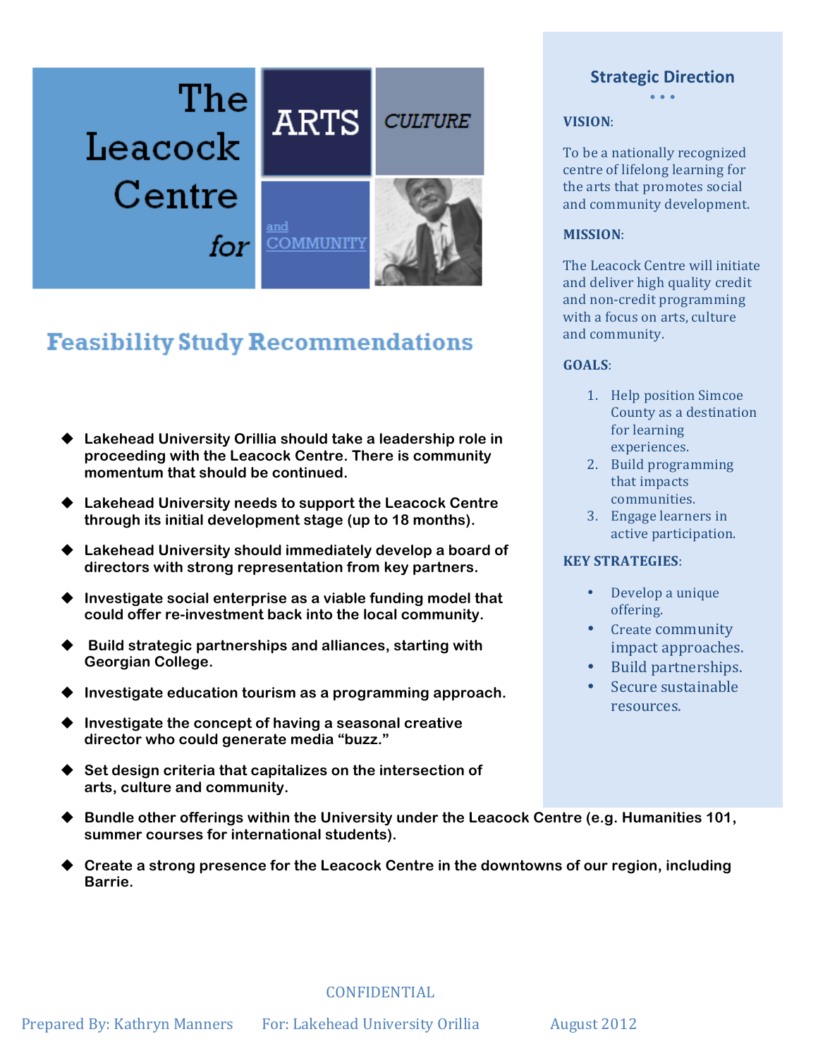# The Leacock Centre for ARTS CULTURE and COMMUNITY

## Feasibility Study Recommendations

- **Lakehead University Orillia should take a leadership role in proceeding with the Leacock Centre. There is community momentum that should be continued.**
- **Lakehead University needs to support the Leacock Centre through its initial development stage (up to 18 months).**
- **Lakehead University should immediately develop a board of directors with strong representation from key partners.**
- **Investigate social enterprise as a viable funding model that could offer re-investment back into the local community.**
- **Build strategic partnerships and alliances, starting with Georgian College.**
- **Investigate education tourism as a programming approach.**
- **Investigate the concept of having a seasonal creative director who could generate media "buzz."**
- **Set design criteria that capitalizes on the intersection of arts, culture and community.**
- **Bundle other offerings within the University under the Leacock Centre (e.g. Humanities 101, summer courses for international students).**
- **Create a strong presence for the Leacock Centre in the downtowns of our region, including Barrie.**

## Strategic Direction

**VISION**:

To be a nationally recognized centre of lifelong learning for the arts that promotes social and community development.

**MISSION**:

The Leacock Centre will initiate and deliver high quality credit and non-credit programming with a focus on arts, culture and community.

**GOALS**:

1. Help position Simcoe County as a destination for learning experiences.
2. Build programming that impacts communities.
3. Engage learners in active participation.

**KEY STRATEGIES**:

- Develop a unique offering.
- Create community impact approaches.
- Build partnerships.
- Secure sustainable resources.

CONFIDENTIAL

Prepared By: Kathryn Manners    For: Lakehead University Orillia    August 2012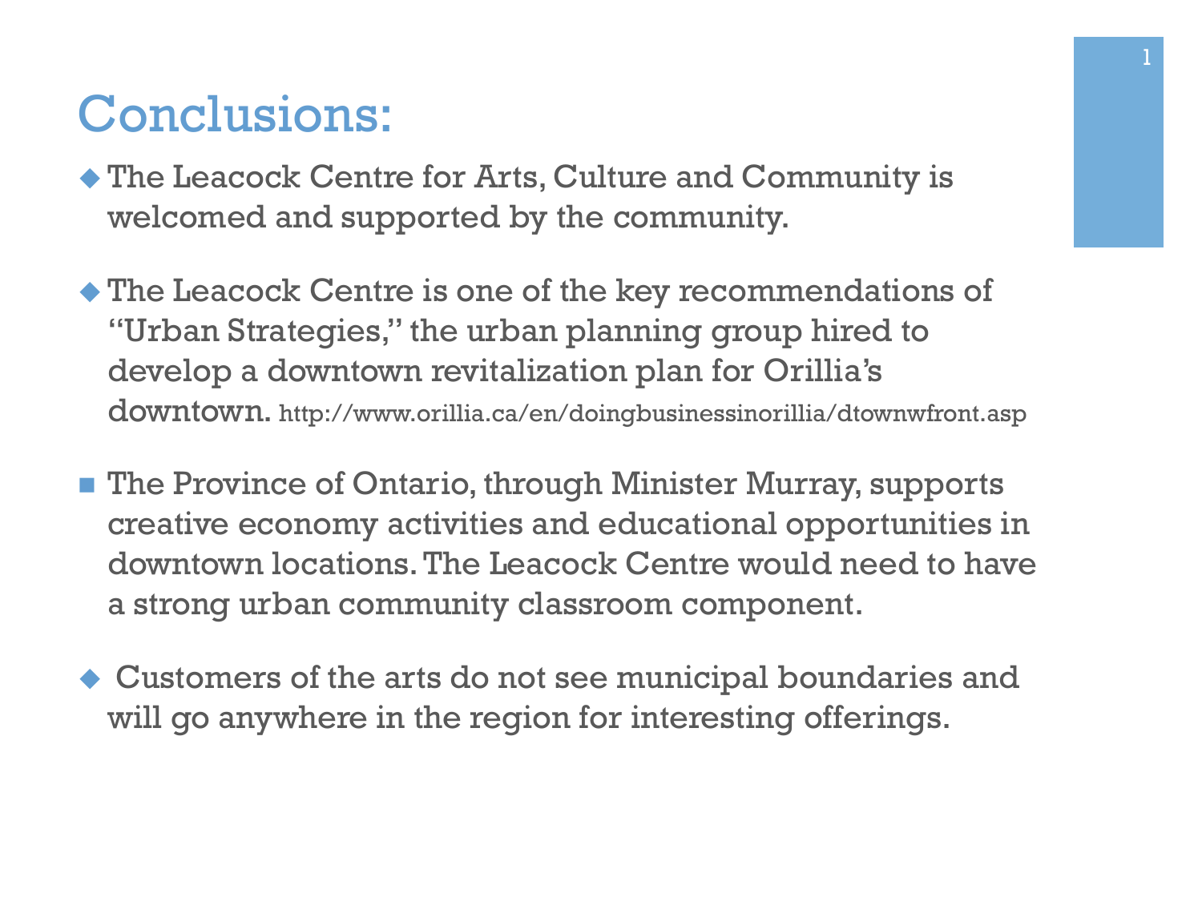# Conclusions:

- The Leacock Centre for Arts, Culture and Community is welcomed and supported by the community.

- The Leacock Centre is one of the key recommendations of "Urban Strategies," the urban planning group hired to develop a downtown revitalization plan for Orillia's downtown. http://www.orillia.ca/en/doingbusinessinorillia/dtownwfront.asp

- The Province of Ontario, through Minister Murray, supports creative economy activities and educational opportunities in downtown locations. The Leacock Centre would need to have a strong urban community classroom component.

- Customers of the arts do not see municipal boundaries and will go anywhere in the region for interesting offerings.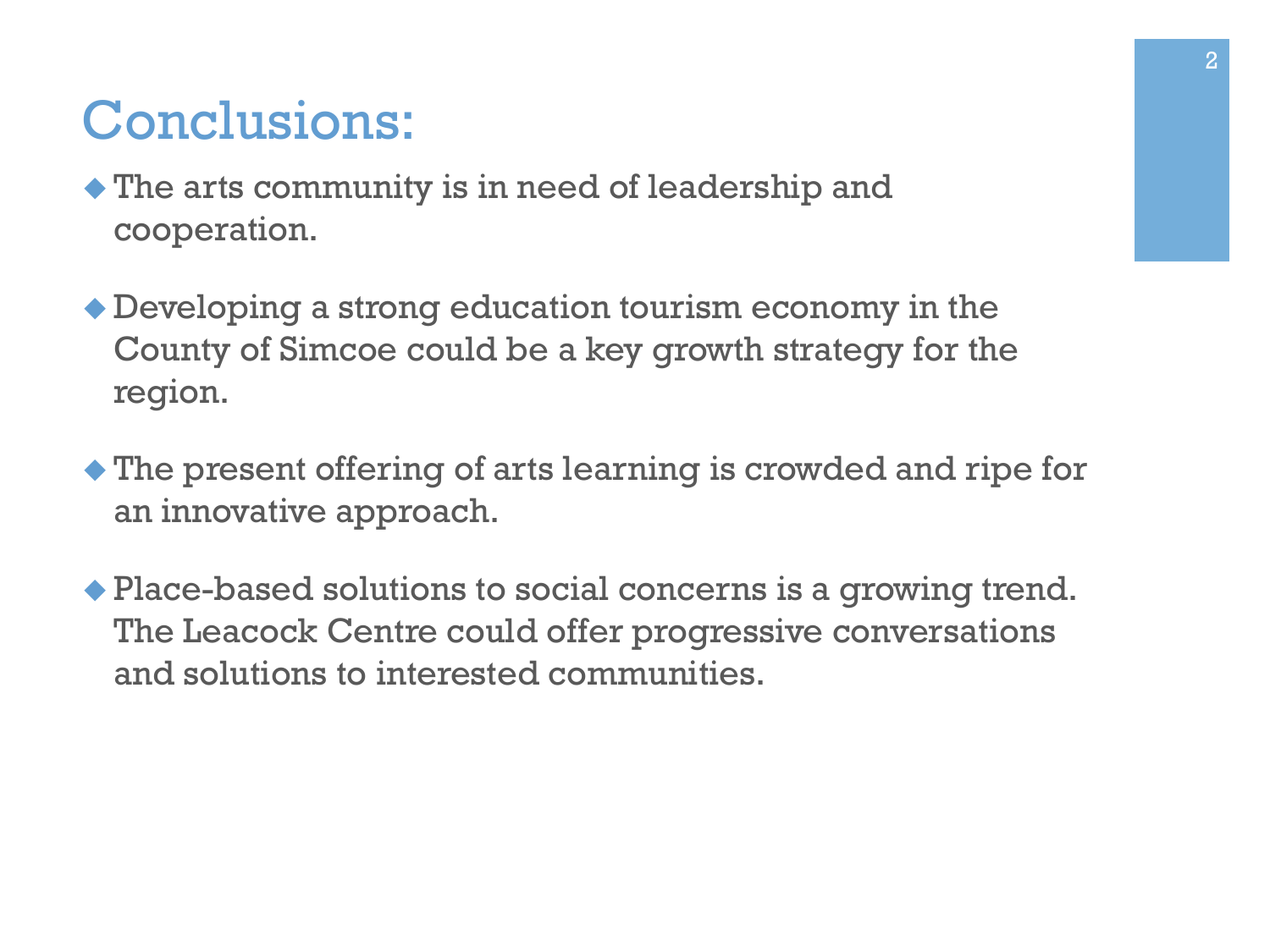# Conclusions:

- The arts community is in need of leadership and cooperation.
- Developing a strong education tourism economy in the County of Simcoe could be a key growth strategy for the region.
- The present offering of arts learning is crowded and ripe for an innovative approach.
- Place-based solutions to social concerns is a growing trend. The Leacock Centre could offer progressive conversations and solutions to interested communities.